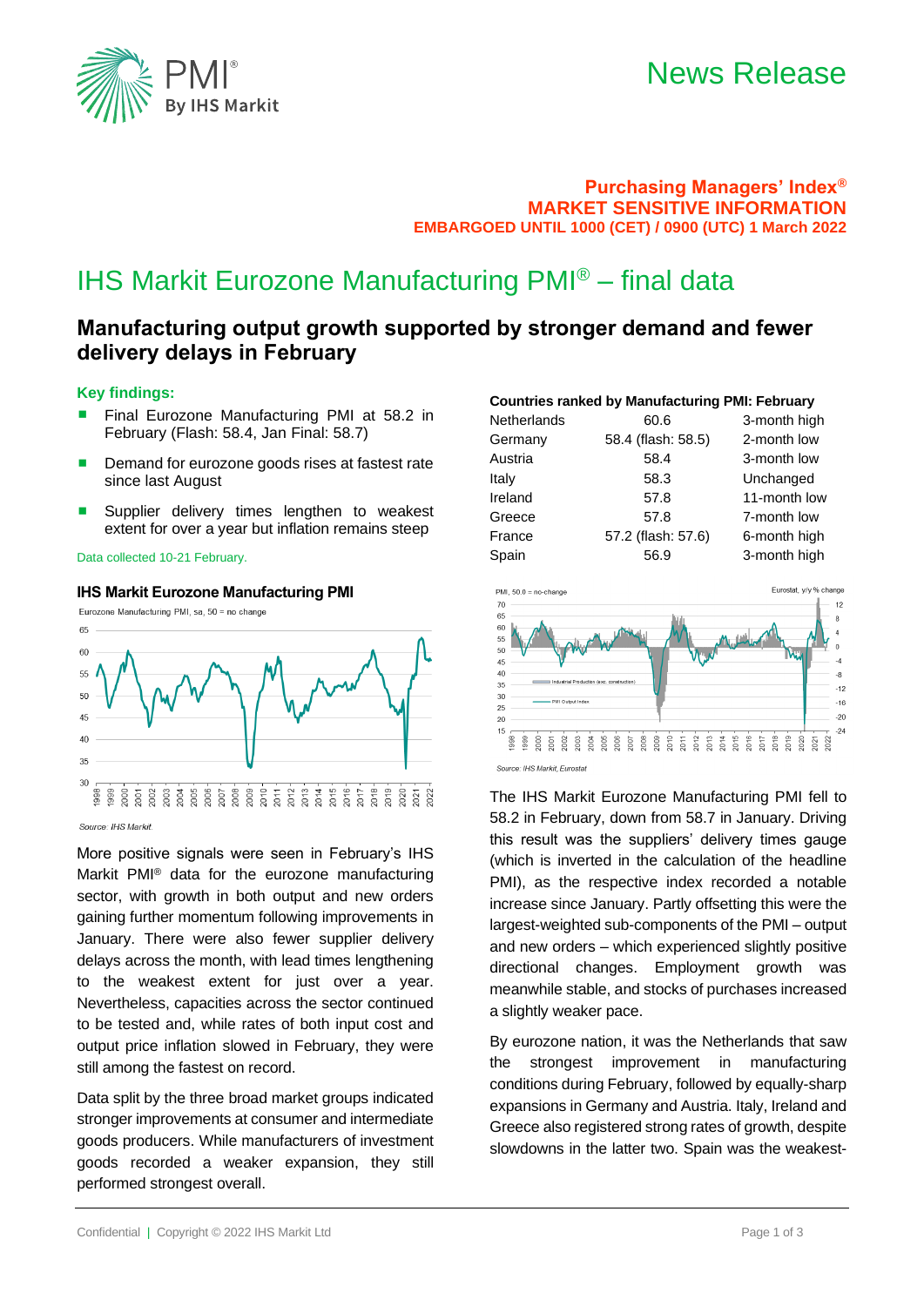News Release

**Purchasing Managers' Index®**
**MARKET SENSITIVE INFORMATION**
**EMBARGOED UNTIL 1000 (CET) / 0900 (UTC) 1 March 2022**

# IHS Markit Eurozone Manufacturing PMI® – final data

## Manufacturing output growth supported by stronger demand and fewer delivery delays in February

### Key findings:

- Final Eurozone Manufacturing PMI at 58.2 in February (Flash: 58.4, Jan Final: 58.7)
- Demand for eurozone goods rises at fastest rate since last August
- Supplier delivery times lengthen to weakest extent for over a year but inflation remains steep

Data collected 10-21 February.

### IHS Markit Eurozone Manufacturing PMI

Eurozone Manufacturing PMI, sa, 50 = no change

Source: IHS Markit.

More positive signals were seen in February's IHS Markit PMI® data for the eurozone manufacturing sector, with growth in both output and new orders gaining further momentum following improvements in January. There were also fewer supplier delivery delays across the month, with lead times lengthening to the weakest extent for just over a year. Nevertheless, capacities across the sector continued to be tested and, while rates of both input cost and output price inflation slowed in February, they were still among the fastest on record.

Data split by the three broad market groups indicated stronger improvements at consumer and intermediate goods producers. While manufacturers of investment goods recorded a weaker expansion, they still performed strongest overall.

**Countries ranked by Manufacturing PMI: February**

| Country | PMI | |
|---|---|---|
| Netherlands | 60.6 | 3-month high |
| Germany | 58.4 (flash: 58.5) | 2-month low |
| Austria | 58.4 | 3-month low |
| Italy | 58.3 | Unchanged |
| Ireland | 57.8 | 11-month low |
| Greece | 57.8 | 7-month low |
| France | 57.2 (flash: 57.6) | 6-month high |
| Spain | 56.9 | 3-month high |

Source: IHS Markit, Eurostat

The IHS Markit Eurozone Manufacturing PMI fell to 58.2 in February, down from 58.7 in January. Driving this result was the suppliers' delivery times gauge (which is inverted in the calculation of the headline PMI), as the respective index recorded a notable increase since January. Partly offsetting this were the largest-weighted sub-components of the PMI – output and new orders – which experienced slightly positive directional changes. Employment growth was meanwhile stable, and stocks of purchases increased a slightly weaker pace.

By eurozone nation, it was the Netherlands that saw the strongest improvement in manufacturing conditions during February, followed by equally-sharp expansions in Germany and Austria. Italy, Ireland and Greece also registered strong rates of growth, despite slowdowns in the latter two. Spain was the weakest-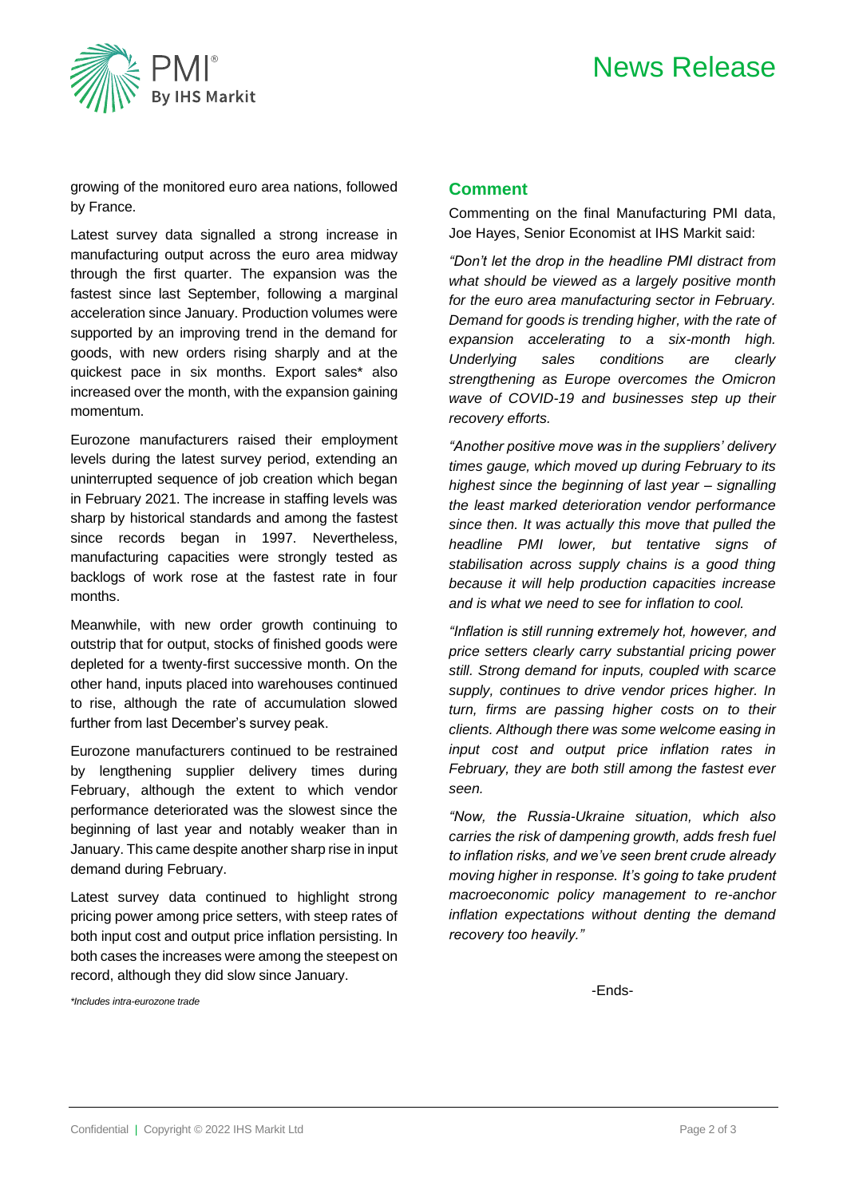growing of the monitored euro area nations, followed by France.

Latest survey data signalled a strong increase in manufacturing output across the euro area midway through the first quarter. The expansion was the fastest since last September, following a marginal acceleration since January. Production volumes were supported by an improving trend in the demand for goods, with new orders rising sharply and at the quickest pace in six months. Export sales* also increased over the month, with the expansion gaining momentum.

Eurozone manufacturers raised their employment levels during the latest survey period, extending an uninterrupted sequence of job creation which began in February 2021. The increase in staffing levels was sharp by historical standards and among the fastest since records began in 1997. Nevertheless, manufacturing capacities were strongly tested as backlogs of work rose at the fastest rate in four months.

Meanwhile, with new order growth continuing to outstrip that for output, stocks of finished goods were depleted for a twenty-first successive month. On the other hand, inputs placed into warehouses continued to rise, although the rate of accumulation slowed further from last December's survey peak.

Eurozone manufacturers continued to be restrained by lengthening supplier delivery times during February, although the extent to which vendor performance deteriorated was the slowest since the beginning of last year and notably weaker than in January. This came despite another sharp rise in input demand during February.

Latest survey data continued to highlight strong pricing power among price setters, with steep rates of both input cost and output price inflation persisting. In both cases the increases were among the steepest on record, although they did slow since January.

*\*Includes intra-eurozone trade*

## Comment

Commenting on the final Manufacturing PMI data, Joe Hayes, Senior Economist at IHS Markit said:

*"Don't let the drop in the headline PMI distract from what should be viewed as a largely positive month for the euro area manufacturing sector in February. Demand for goods is trending higher, with the rate of expansion accelerating to a six-month high. Underlying sales conditions are clearly strengthening as Europe overcomes the Omicron wave of COVID-19 and businesses step up their recovery efforts.*

*"Another positive move was in the suppliers' delivery times gauge, which moved up during February to its highest since the beginning of last year – signalling the least marked deterioration vendor performance since then. It was actually this move that pulled the headline PMI lower, but tentative signs of stabilisation across supply chains is a good thing because it will help production capacities increase and is what we need to see for inflation to cool.*

*"Inflation is still running extremely hot, however, and price setters clearly carry substantial pricing power still. Strong demand for inputs, coupled with scarce supply, continues to drive vendor prices higher. In turn, firms are passing higher costs on to their clients. Although there was some welcome easing in input cost and output price inflation rates in February, they are both still among the fastest ever seen.*

*"Now, the Russia-Ukraine situation, which also carries the risk of dampening growth, adds fresh fuel to inflation risks, and we've seen brent crude already moving higher in response. It's going to take prudent macroeconomic policy management to re-anchor inflation expectations without denting the demand recovery too heavily."*

-Ends-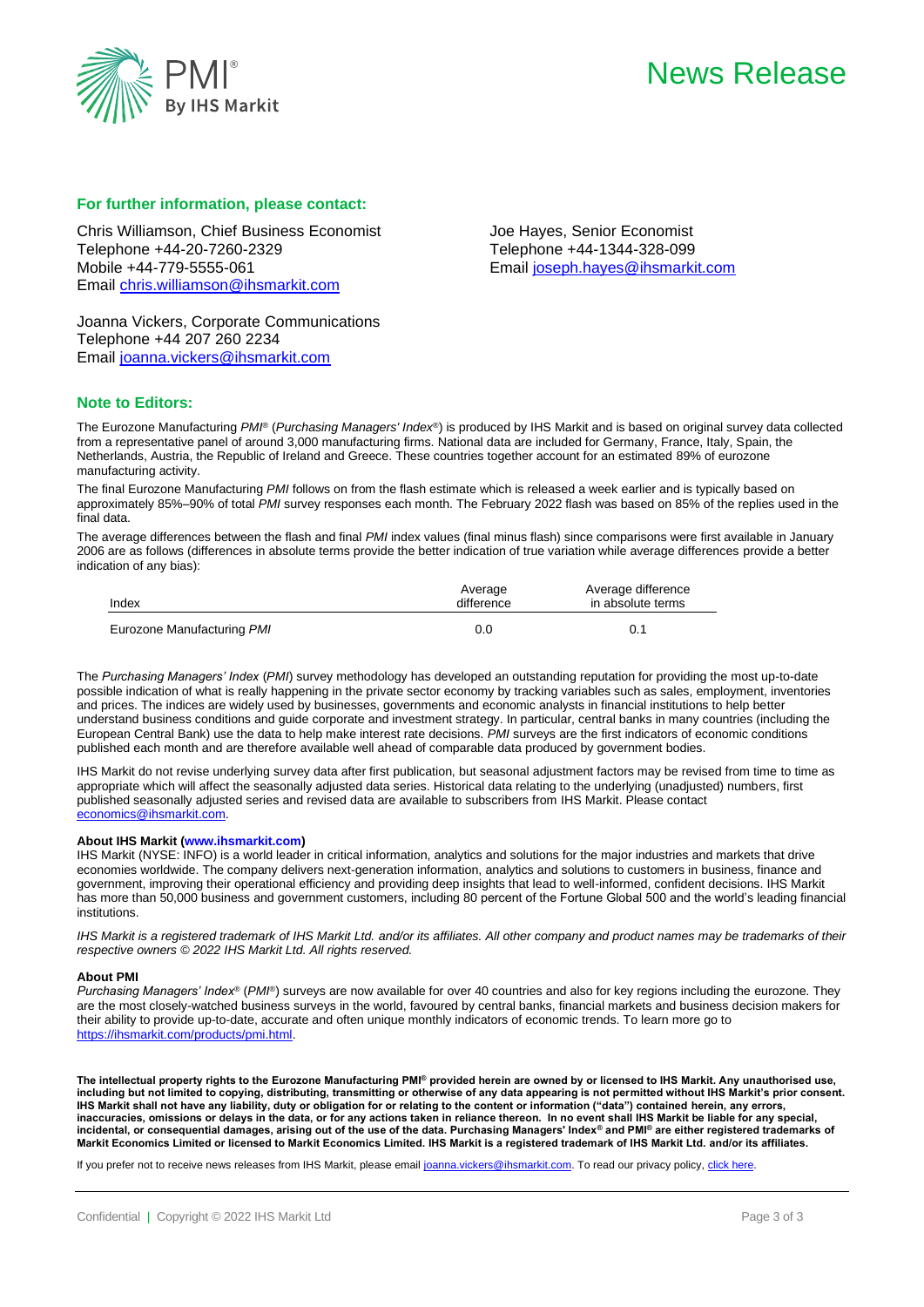News Release

### For further information, please contact:

Chris Williamson, Chief Business Economist
Telephone +44-20-7260-2329
Mobile +44-779-5555-061
Email chris.williamson@ihsmarkit.com

Joe Hayes, Senior Economist
Telephone +44-1344-328-099
Email joseph.hayes@ihsmarkit.com

Joanna Vickers, Corporate Communications
Telephone +44 207 260 2234
Email joanna.vickers@ihsmarkit.com

### Note to Editors:

The Eurozone Manufacturing *PMI*® (*Purchasing Managers' Index*®) is produced by IHS Markit and is based on original survey data collected from a representative panel of around 3,000 manufacturing firms. National data are included for Germany, France, Italy, Spain, the Netherlands, Austria, the Republic of Ireland and Greece. These countries together account for an estimated 89% of eurozone manufacturing activity.

The final Eurozone Manufacturing *PMI* follows on from the flash estimate which is released a week earlier and is typically based on approximately 85%–90% of total *PMI* survey responses each month. The February 2022 flash was based on 85% of the replies used in the final data.

The average differences between the flash and final *PMI* index values (final minus flash) since comparisons were first available in January 2006 are as follows (differences in absolute terms provide the better indication of true variation while average differences provide a better indication of any bias):

| Index | Average difference | Average difference in absolute terms |
|---|---|---|
| Eurozone Manufacturing *PMI* | 0.0 | 0.1 |

The *Purchasing Managers' Index* (*PMI*) survey methodology has developed an outstanding reputation for providing the most up-to-date possible indication of what is really happening in the private sector economy by tracking variables such as sales, employment, inventories and prices. The indices are widely used by businesses, governments and economic analysts in financial institutions to help better understand business conditions and guide corporate and investment strategy. In particular, central banks in many countries (including the European Central Bank) use the data to help make interest rate decisions. *PMI* surveys are the first indicators of economic conditions published each month and are therefore available well ahead of comparable data produced by government bodies.

IHS Markit do not revise underlying survey data after first publication, but seasonal adjustment factors may be revised from time to time as appropriate which will affect the seasonally adjusted data series. Historical data relating to the underlying (unadjusted) numbers, first published seasonally adjusted series and revised data are available to subscribers from IHS Markit. Please contact economics@ihsmarkit.com.

**About IHS Markit (www.ihsmarkit.com)**
IHS Markit (NYSE: INFO) is a world leader in critical information, analytics and solutions for the major industries and markets that drive economies worldwide. The company delivers next-generation information, analytics and solutions to customers in business, finance and government, improving their operational efficiency and providing deep insights that lead to well-informed, confident decisions. IHS Markit has more than 50,000 business and government customers, including 80 percent of the Fortune Global 500 and the world's leading financial institutions.

*IHS Markit is a registered trademark of IHS Markit Ltd. and/or its affiliates. All other company and product names may be trademarks of their respective owners © 2022 IHS Markit Ltd. All rights reserved.*

**About PMI**
*Purchasing Managers' Index*® (*PMI*®) surveys are now available for over 40 countries and also for key regions including the eurozone. They are the most closely-watched business surveys in the world, favoured by central banks, financial markets and business decision makers for their ability to provide up-to-date, accurate and often unique monthly indicators of economic trends. To learn more go to https://ihsmarkit.com/products/pmi.html.

**The intellectual property rights to the Eurozone Manufacturing PMI® provided herein are owned by or licensed to IHS Markit. Any unauthorised use, including but not limited to copying, distributing, transmitting or otherwise of any data appearing is not permitted without IHS Markit's prior consent. IHS Markit shall not have any liability, duty or obligation for or relating to the content or information ("data") contained herein, any errors, inaccuracies, omissions or delays in the data, or for any actions taken in reliance thereon. In no event shall IHS Markit be liable for any special, incidental, or consequential damages, arising out of the use of the data. Purchasing Managers' Index® and PMI® are either registered trademarks of Markit Economics Limited or licensed to Markit Economics Limited. IHS Markit is a registered trademark of IHS Markit Ltd. and/or its affiliates.**

If you prefer not to receive news releases from IHS Markit, please email joanna.vickers@ihsmarkit.com. To read our privacy policy, click here.